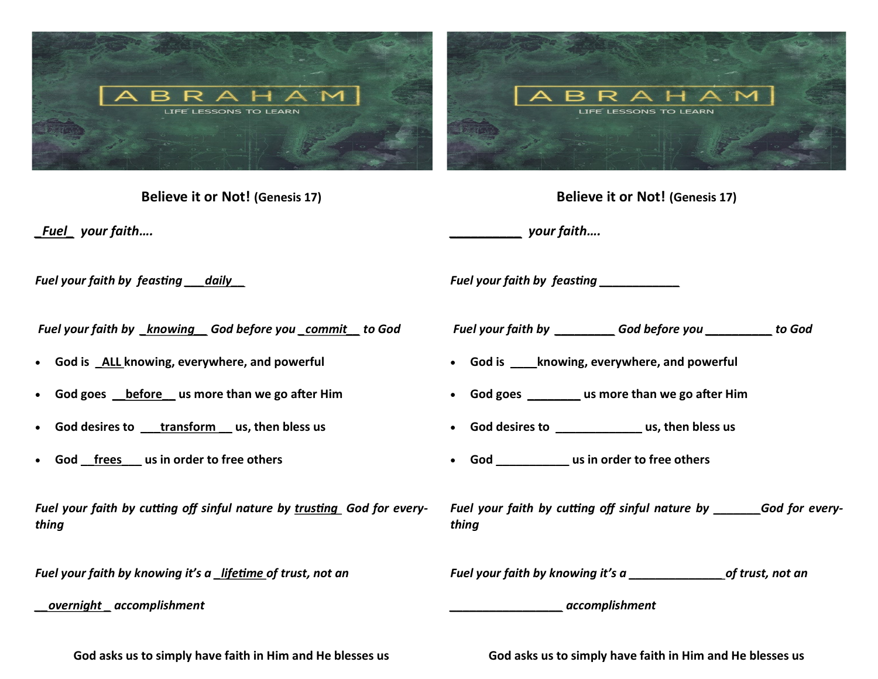ABRAHAM

LIFE LESSONS TO LEARN

**Believe it or Not! (Genesis 17)**

*_Fuel_ your faith….*

*Fuel your faith by feasting ___daily__*

*Fuel your faith by _knowing__ God before you _commit__ to God*

- God is _ALL knowing, everywhere, and powerful
- God goes __before__ us more than we go after Him
- God desires to ___transform__ us, then bless us
- God __frees___ us in order to free others

*Fuel your faith by cutting off sinful nature by trusting_ God for everything*

*Fuel your faith by knowing it's a _lifetime of trust, not an __overnight_ accomplishment*

**God asks us to simply have faith in Him and He blesses us**

ABRAHAM

LIFE LESSONS TO LEARN

**Believe it or Not! (Genesis 17)**

*__________ your faith….*

*Fuel your faith by feasting ____________*

*Fuel your faith by _________ God before you __________ to God*

- God is ____knowing, everywhere, and powerful
- God goes ________ us more than we go after Him
- God desires to _____________ us, then bless us
- God ___________ us in order to free others

*Fuel your faith by cutting off sinful nature by _______God for everything*

*Fuel your faith by knowing it's a _______________of trust, not an _________________ accomplishment*

**God asks us to simply have faith in Him and He blesses us**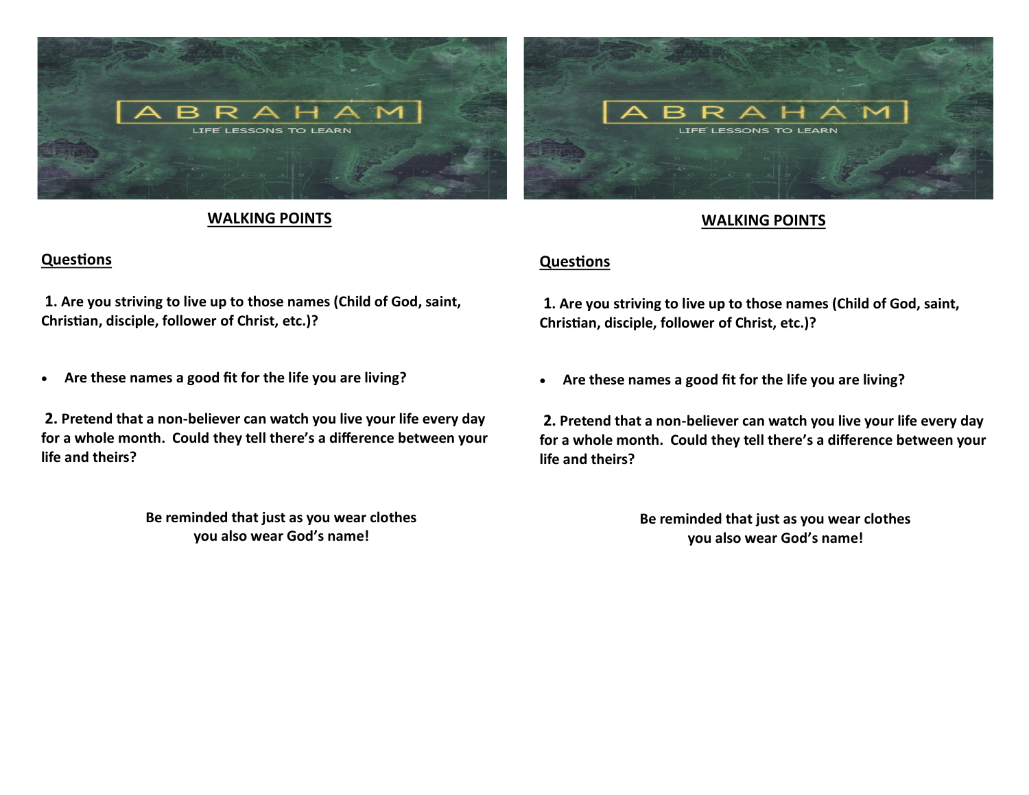ABRAHAM

LIFE LESSONS TO LEARN

**WALKING POINTS**

**Questions**

**1. Are you striving to live up to those names (Child of God, saint, Christian, disciple, follower of Christ, etc.)?**

- **Are these names a good fit for the life you are living?**

**2. Pretend that a non-believer can watch you live your life every day for a whole month. Could they tell there's a difference between your life and theirs?**

**Be reminded that just as you wear clothes you also wear God's name!**

ABRAHAM

LIFE LESSONS TO LEARN

**WALKING POINTS**

**Questions**

**1. Are you striving to live up to those names (Child of God, saint, Christian, disciple, follower of Christ, etc.)?**

- **Are these names a good fit for the life you are living?**

**2. Pretend that a non-believer can watch you live your life every day for a whole month. Could they tell there's a difference between your life and theirs?**

**Be reminded that just as you wear clothes you also wear God's name!**